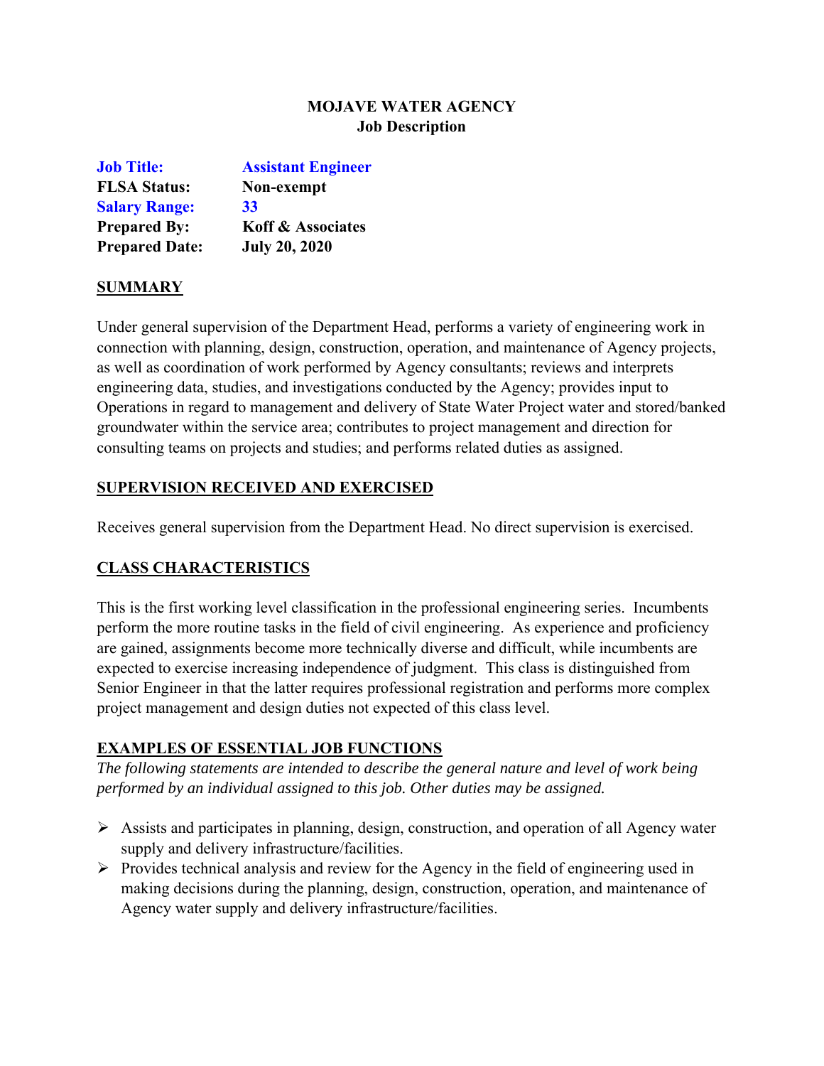**MOJAVE WATER AGENCY**
**Job Description**

| | |
|---|---|
| **Job Title:** | **Assistant Engineer** |
| **FLSA Status:** | **Non-exempt** |
| **Salary Range:** | **33** |
| **Prepared By:** | **Koff & Associates** |
| **Prepared Date:** | **July 20, 2020** |

## SUMMARY

Under general supervision of the Department Head, performs a variety of engineering work in connection with planning, design, construction, operation, and maintenance of Agency projects, as well as coordination of work performed by Agency consultants; reviews and interprets engineering data, studies, and investigations conducted by the Agency; provides input to Operations in regard to management and delivery of State Water Project water and stored/banked groundwater within the service area; contributes to project management and direction for consulting teams on projects and studies; and performs related duties as assigned.

## SUPERVISION RECEIVED AND EXERCISED

Receives general supervision from the Department Head. No direct supervision is exercised.

## CLASS CHARACTERISTICS

This is the first working level classification in the professional engineering series. Incumbents perform the more routine tasks in the field of civil engineering. As experience and proficiency are gained, assignments become more technically diverse and difficult, while incumbents are expected to exercise increasing independence of judgment. This class is distinguished from Senior Engineer in that the latter requires professional registration and performs more complex project management and design duties not expected of this class level.

## EXAMPLES OF ESSENTIAL JOB FUNCTIONS

*The following statements are intended to describe the general nature and level of work being performed by an individual assigned to this job. Other duties may be assigned.*

- Assists and participates in planning, design, construction, and operation of all Agency water supply and delivery infrastructure/facilities.
- Provides technical analysis and review for the Agency in the field of engineering used in making decisions during the planning, design, construction, operation, and maintenance of Agency water supply and delivery infrastructure/facilities.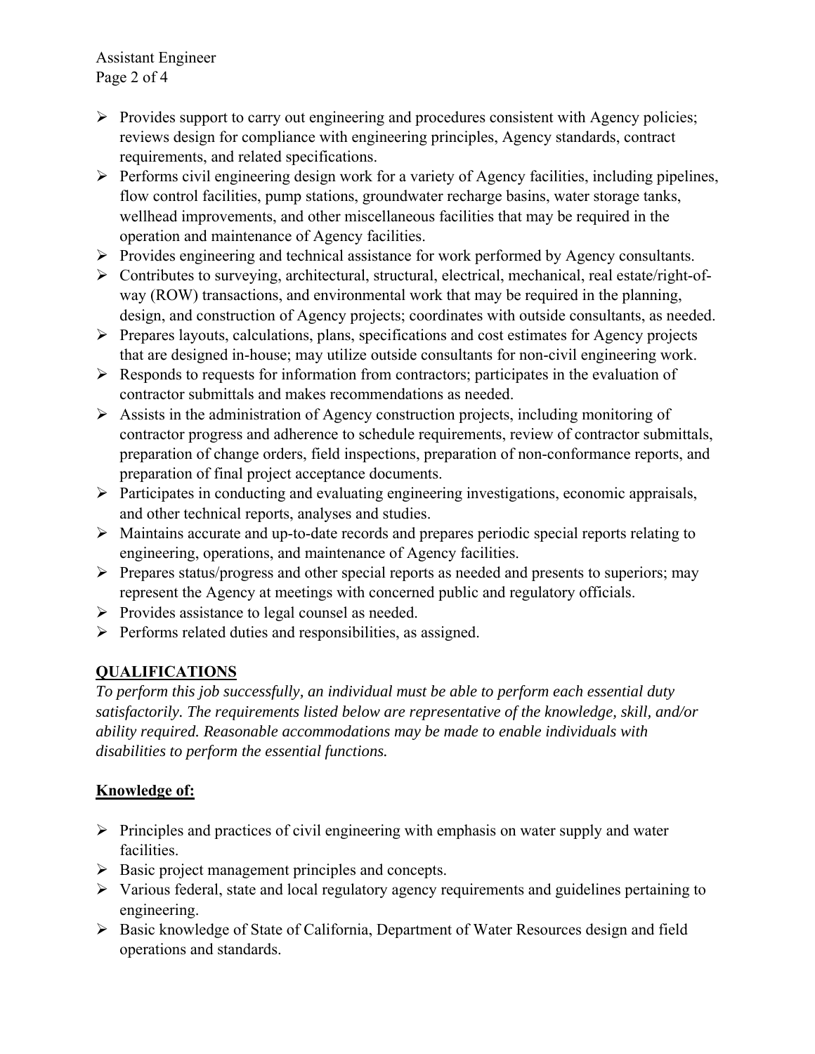- Provides support to carry out engineering and procedures consistent with Agency policies; reviews design for compliance with engineering principles, Agency standards, contract requirements, and related specifications.
- Performs civil engineering design work for a variety of Agency facilities, including pipelines, flow control facilities, pump stations, groundwater recharge basins, water storage tanks, wellhead improvements, and other miscellaneous facilities that may be required in the operation and maintenance of Agency facilities.
- Provides engineering and technical assistance for work performed by Agency consultants.
- Contributes to surveying, architectural, structural, electrical, mechanical, real estate/right-of-way (ROW) transactions, and environmental work that may be required in the planning, design, and construction of Agency projects; coordinates with outside consultants, as needed.
- Prepares layouts, calculations, plans, specifications and cost estimates for Agency projects that are designed in-house; may utilize outside consultants for non-civil engineering work.
- Responds to requests for information from contractors; participates in the evaluation of contractor submittals and makes recommendations as needed.
- Assists in the administration of Agency construction projects, including monitoring of contractor progress and adherence to schedule requirements, review of contractor submittals, preparation of change orders, field inspections, preparation of non-conformance reports, and preparation of final project acceptance documents.
- Participates in conducting and evaluating engineering investigations, economic appraisals, and other technical reports, analyses and studies.
- Maintains accurate and up-to-date records and prepares periodic special reports relating to engineering, operations, and maintenance of Agency facilities.
- Prepares status/progress and other special reports as needed and presents to superiors; may represent the Agency at meetings with concerned public and regulatory officials.
- Provides assistance to legal counsel as needed.
- Performs related duties and responsibilities, as assigned.

## QUALIFICATIONS

*To perform this job successfully, an individual must be able to perform each essential duty satisfactorily. The requirements listed below are representative of the knowledge, skill, and/or ability required. Reasonable accommodations may be made to enable individuals with disabilities to perform the essential functions.*

### Knowledge of:

- Principles and practices of civil engineering with emphasis on water supply and water facilities.
- Basic project management principles and concepts.
- Various federal, state and local regulatory agency requirements and guidelines pertaining to engineering.
- Basic knowledge of State of California, Department of Water Resources design and field operations and standards.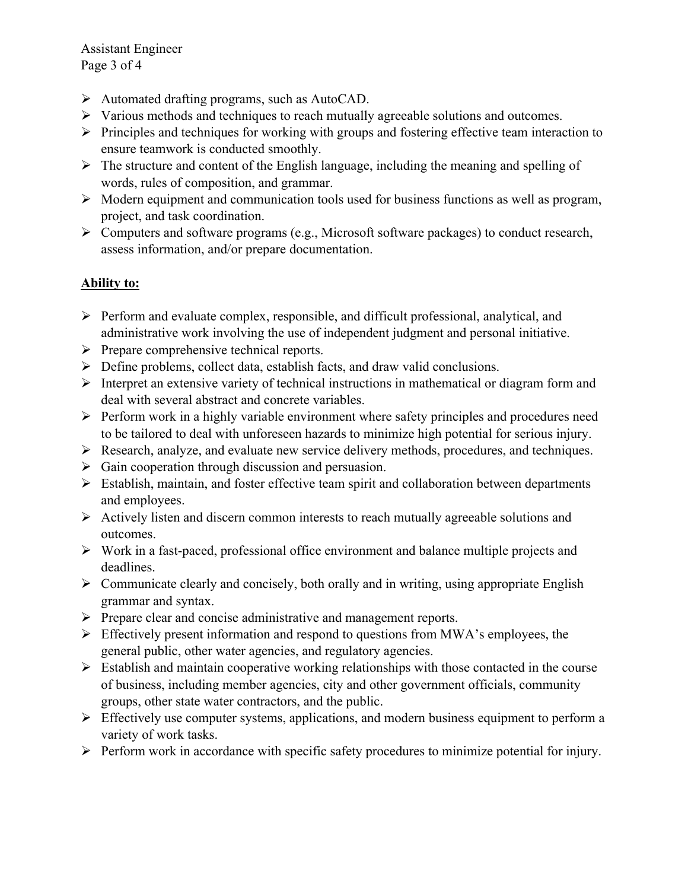- Automated drafting programs, such as AutoCAD.
- Various methods and techniques to reach mutually agreeable solutions and outcomes.
- Principles and techniques for working with groups and fostering effective team interaction to ensure teamwork is conducted smoothly.
- The structure and content of the English language, including the meaning and spelling of words, rules of composition, and grammar.
- Modern equipment and communication tools used for business functions as well as program, project, and task coordination.
- Computers and software programs (e.g., Microsoft software packages) to conduct research, assess information, and/or prepare documentation.

**Ability to:**

- Perform and evaluate complex, responsible, and difficult professional, analytical, and administrative work involving the use of independent judgment and personal initiative.
- Prepare comprehensive technical reports.
- Define problems, collect data, establish facts, and draw valid conclusions.
- Interpret an extensive variety of technical instructions in mathematical or diagram form and deal with several abstract and concrete variables.
- Perform work in a highly variable environment where safety principles and procedures need to be tailored to deal with unforeseen hazards to minimize high potential for serious injury.
- Research, analyze, and evaluate new service delivery methods, procedures, and techniques.
- Gain cooperation through discussion and persuasion.
- Establish, maintain, and foster effective team spirit and collaboration between departments and employees.
- Actively listen and discern common interests to reach mutually agreeable solutions and outcomes.
- Work in a fast-paced, professional office environment and balance multiple projects and deadlines.
- Communicate clearly and concisely, both orally and in writing, using appropriate English grammar and syntax.
- Prepare clear and concise administrative and management reports.
- Effectively present information and respond to questions from MWA's employees, the general public, other water agencies, and regulatory agencies.
- Establish and maintain cooperative working relationships with those contacted in the course of business, including member agencies, city and other government officials, community groups, other state water contractors, and the public.
- Effectively use computer systems, applications, and modern business equipment to perform a variety of work tasks.
- Perform work in accordance with specific safety procedures to minimize potential for injury.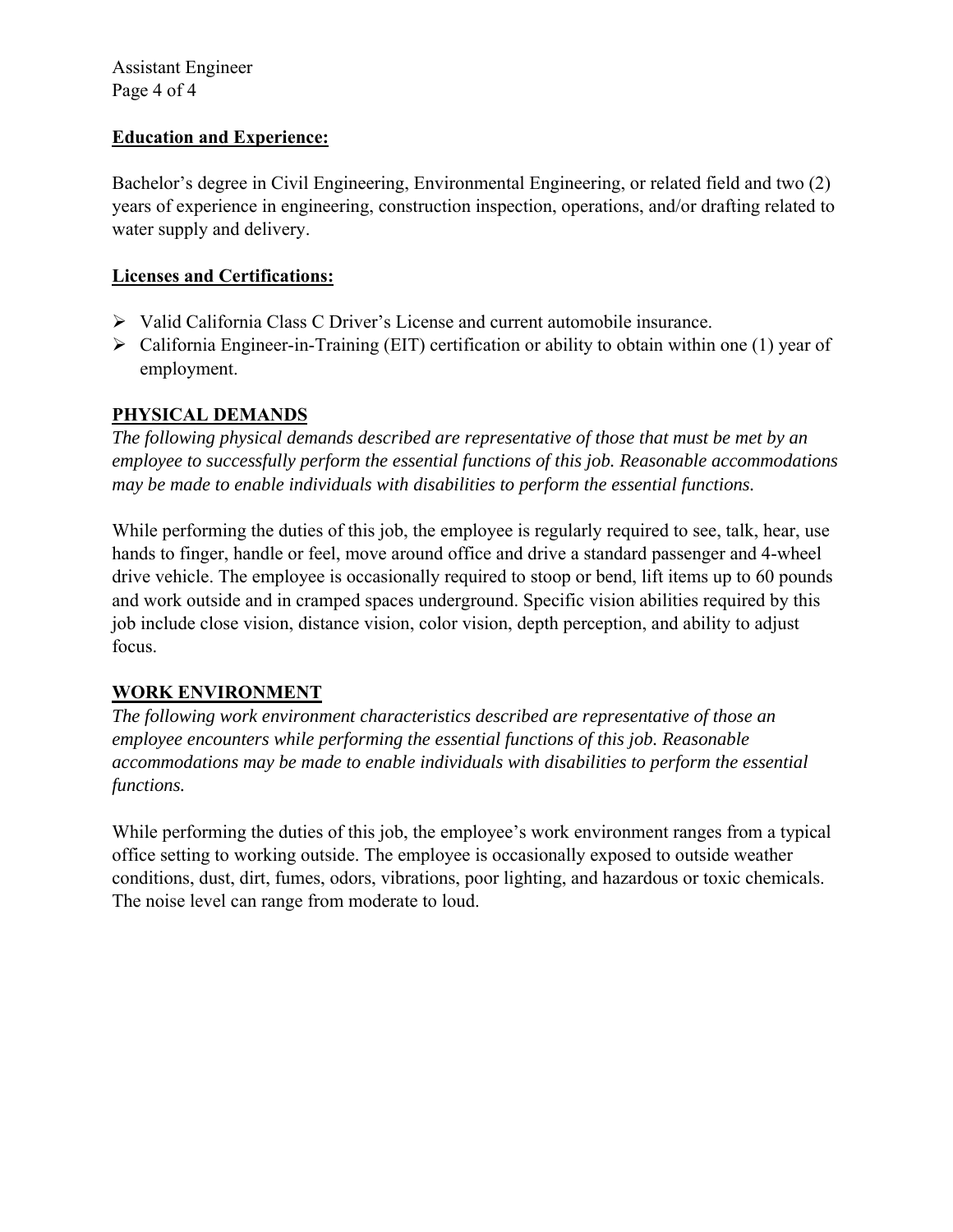**Education and Experience:**

Bachelor's degree in Civil Engineering, Environmental Engineering, or related field and two (2) years of experience in engineering, construction inspection, operations, and/or drafting related to water supply and delivery.

**Licenses and Certifications:**

- Valid California Class C Driver's License and current automobile insurance.
- California Engineer-in-Training (EIT) certification or ability to obtain within one (1) year of employment.

## PHYSICAL DEMANDS

*The following physical demands described are representative of those that must be met by an employee to successfully perform the essential functions of this job. Reasonable accommodations may be made to enable individuals with disabilities to perform the essential functions.*

While performing the duties of this job, the employee is regularly required to see, talk, hear, use hands to finger, handle or feel, move around office and drive a standard passenger and 4-wheel drive vehicle. The employee is occasionally required to stoop or bend, lift items up to 60 pounds and work outside and in cramped spaces underground. Specific vision abilities required by this job include close vision, distance vision, color vision, depth perception, and ability to adjust focus.

## WORK ENVIRONMENT

*The following work environment characteristics described are representative of those an employee encounters while performing the essential functions of this job. Reasonable accommodations may be made to enable individuals with disabilities to perform the essential functions.*

While performing the duties of this job, the employee's work environment ranges from a typical office setting to working outside. The employee is occasionally exposed to outside weather conditions, dust, dirt, fumes, odors, vibrations, poor lighting, and hazardous or toxic chemicals. The noise level can range from moderate to loud.